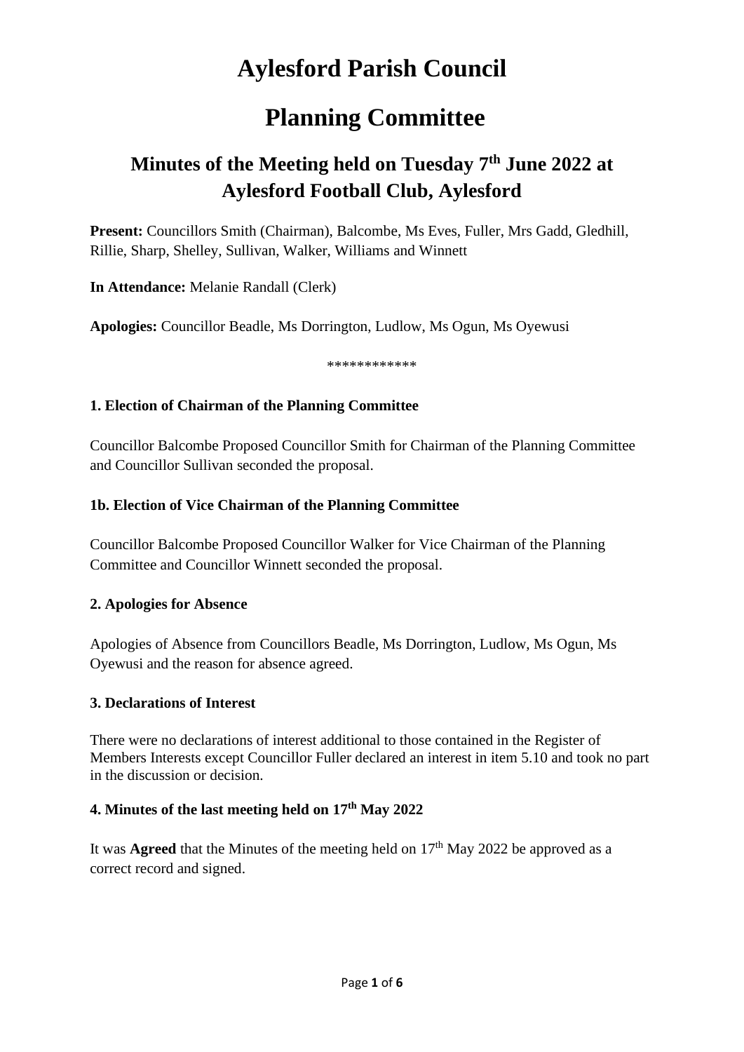# Aylesford Parish Council

# Planning Committee

## Minutes of the Meeting held on Tuesday 7th June 2022 at Aylesford Football Club, Aylesford

**Present:** Councillors Smith (Chairman), Balcombe, Ms Eves, Fuller, Mrs Gadd, Gledhill, Rillie, Sharp, Shelley, Sullivan, Walker, Williams and Winnett

**In Attendance:** Melanie Randall (Clerk)

**Apologies:** Councillor Beadle, Ms Dorrington, Ludlow, Ms Ogun, Ms Oyewusi

************

### 1. Election of Chairman of the Planning Committee

Councillor Balcombe Proposed Councillor Smith for Chairman of the Planning Committee and Councillor Sullivan seconded the proposal.

### 1b. Election of Vice Chairman of the Planning Committee

Councillor Balcombe Proposed Councillor Walker for Vice Chairman of the Planning Committee and Councillor Winnett seconded the proposal.

### 2. Apologies for Absence

Apologies of Absence from Councillors Beadle, Ms Dorrington, Ludlow, Ms Ogun, Ms Oyewusi and the reason for absence agreed.

### 3. Declarations of Interest

There were no declarations of interest additional to those contained in the Register of Members Interests except Councillor Fuller declared an interest in item 5.10 and took no part in the discussion or decision.

### 4. Minutes of the last meeting held on 17th May 2022

It was **Agreed** that the Minutes of the meeting held on 17th May 2022 be approved as a correct record and signed.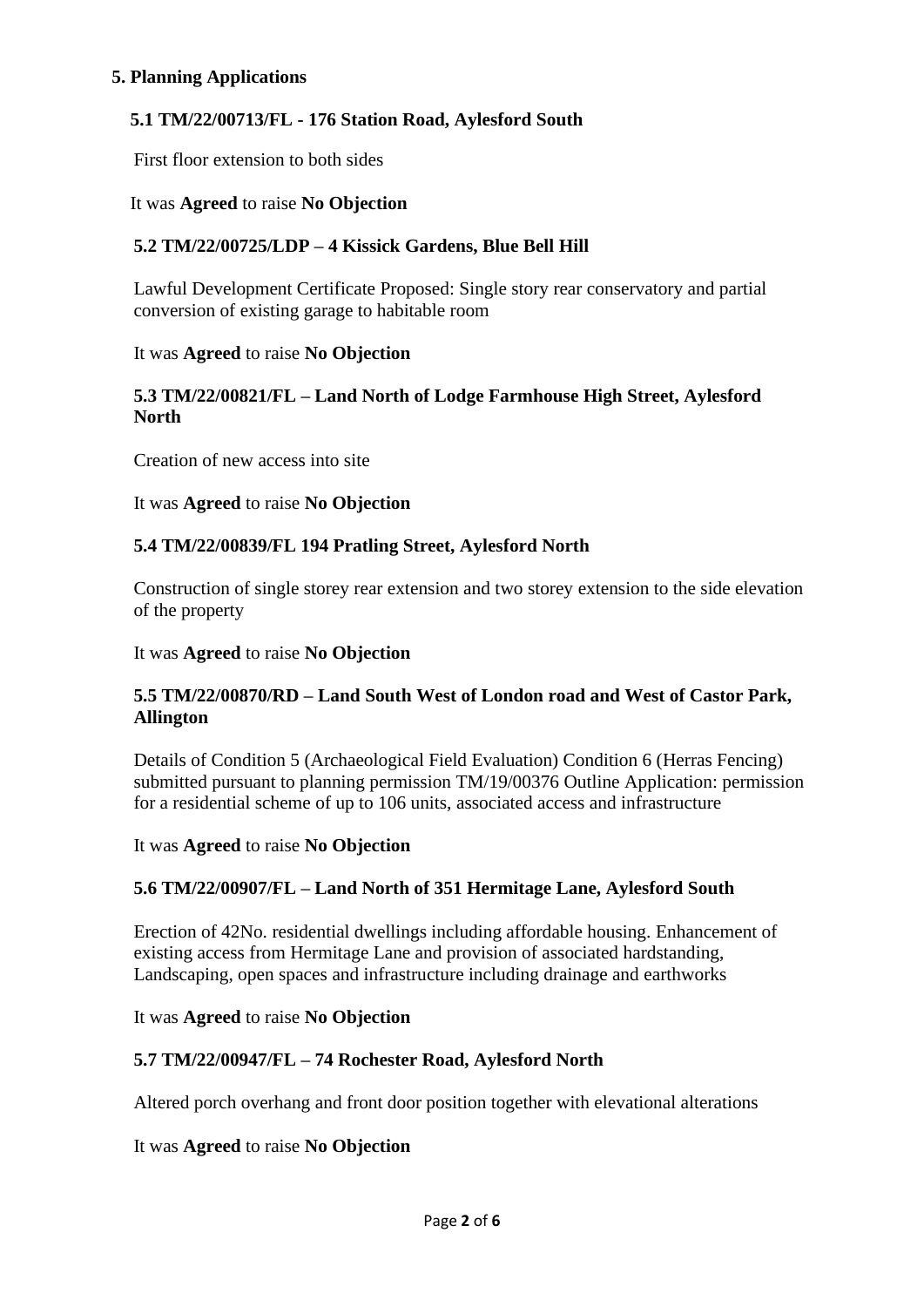## 5. Planning Applications

### 5.1 TM/22/00713/FL - 176 Station Road, Aylesford South

First floor extension to both sides

It was **Agreed** to raise **No Objection**

### 5.2 TM/22/00725/LDP – 4 Kissick Gardens, Blue Bell Hill

Lawful Development Certificate Proposed: Single story rear conservatory and partial conversion of existing garage to habitable room

It was **Agreed** to raise **No Objection**

### 5.3 TM/22/00821/FL – Land North of Lodge Farmhouse High Street, Aylesford North

Creation of new access into site

It was **Agreed** to raise **No Objection**

### 5.4 TM/22/00839/FL 194 Pratling Street, Aylesford North

Construction of single storey rear extension and two storey extension to the side elevation of the property

It was **Agreed** to raise **No Objection**

### 5.5 TM/22/00870/RD – Land South West of London road and West of Castor Park, Allington

Details of Condition 5 (Archaeological Field Evaluation) Condition 6 (Herras Fencing) submitted pursuant to planning permission TM/19/00376 Outline Application: permission for a residential scheme of up to 106 units, associated access and infrastructure

It was **Agreed** to raise **No Objection**

### 5.6 TM/22/00907/FL – Land North of 351 Hermitage Lane, Aylesford South

Erection of 42No. residential dwellings including affordable housing. Enhancement of existing access from Hermitage Lane and provision of associated hardstanding, Landscaping, open spaces and infrastructure including drainage and earthworks

It was **Agreed** to raise **No Objection**

### 5.7 TM/22/00947/FL – 74 Rochester Road, Aylesford North

Altered porch overhang and front door position together with elevational alterations

It was **Agreed** to raise **No Objection**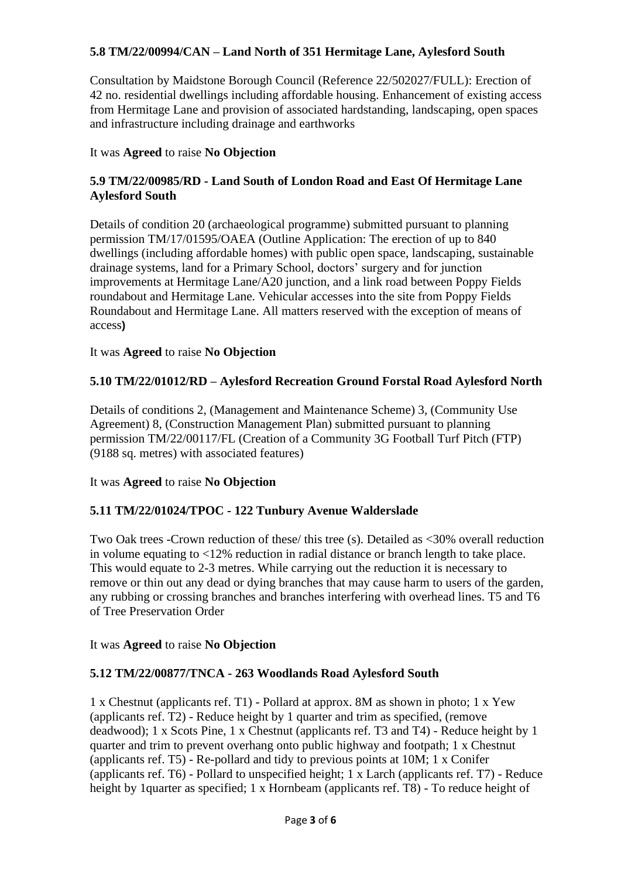**5.8 TM/22/00994/CAN – Land North of 351 Hermitage Lane, Aylesford South**

Consultation by Maidstone Borough Council (Reference 22/502027/FULL): Erection of 42 no. residential dwellings including affordable housing. Enhancement of existing access from Hermitage Lane and provision of associated hardstanding, landscaping, open spaces and infrastructure including drainage and earthworks

It was **Agreed** to raise **No Objection**

**5.9 TM/22/00985/RD - Land South of London Road and East Of Hermitage Lane Aylesford South**

Details of condition 20 (archaeological programme) submitted pursuant to planning permission TM/17/01595/OAEA (Outline Application: The erection of up to 840 dwellings (including affordable homes) with public open space, landscaping, sustainable drainage systems, land for a Primary School, doctors' surgery and for junction improvements at Hermitage Lane/A20 junction, and a link road between Poppy Fields roundabout and Hermitage Lane. Vehicular accesses into the site from Poppy Fields Roundabout and Hermitage Lane. All matters reserved with the exception of means of access**)**

It was **Agreed** to raise **No Objection**

**5.10 TM/22/01012/RD – Aylesford Recreation Ground Forstal Road Aylesford North**

Details of conditions 2, (Management and Maintenance Scheme) 3, (Community Use Agreement) 8, (Construction Management Plan) submitted pursuant to planning permission TM/22/00117/FL (Creation of a Community 3G Football Turf Pitch (FTP) (9188 sq. metres) with associated features)

It was **Agreed** to raise **No Objection**

**5.11 TM/22/01024/TPOC - 122 Tunbury Avenue Walderslade**

Two Oak trees -Crown reduction of these/ this tree (s). Detailed as <30% overall reduction in volume equating to <12% reduction in radial distance or branch length to take place. This would equate to 2-3 metres. While carrying out the reduction it is necessary to remove or thin out any dead or dying branches that may cause harm to users of the garden, any rubbing or crossing branches and branches interfering with overhead lines. T5 and T6 of Tree Preservation Order

It was **Agreed** to raise **No Objection**

**5.12 TM/22/00877/TNCA - 263 Woodlands Road Aylesford South**

1 x Chestnut (applicants ref. T1) - Pollard at approx. 8M as shown in photo; 1 x Yew (applicants ref. T2) - Reduce height by 1 quarter and trim as specified, (remove deadwood); 1 x Scots Pine, 1 x Chestnut (applicants ref. T3 and T4) - Reduce height by 1 quarter and trim to prevent overhang onto public highway and footpath; 1 x Chestnut (applicants ref. T5) - Re-pollard and tidy to previous points at 10M; 1 x Conifer (applicants ref. T6) - Pollard to unspecified height; 1 x Larch (applicants ref. T7) - Reduce height by 1quarter as specified; 1 x Hornbeam (applicants ref. T8) - To reduce height of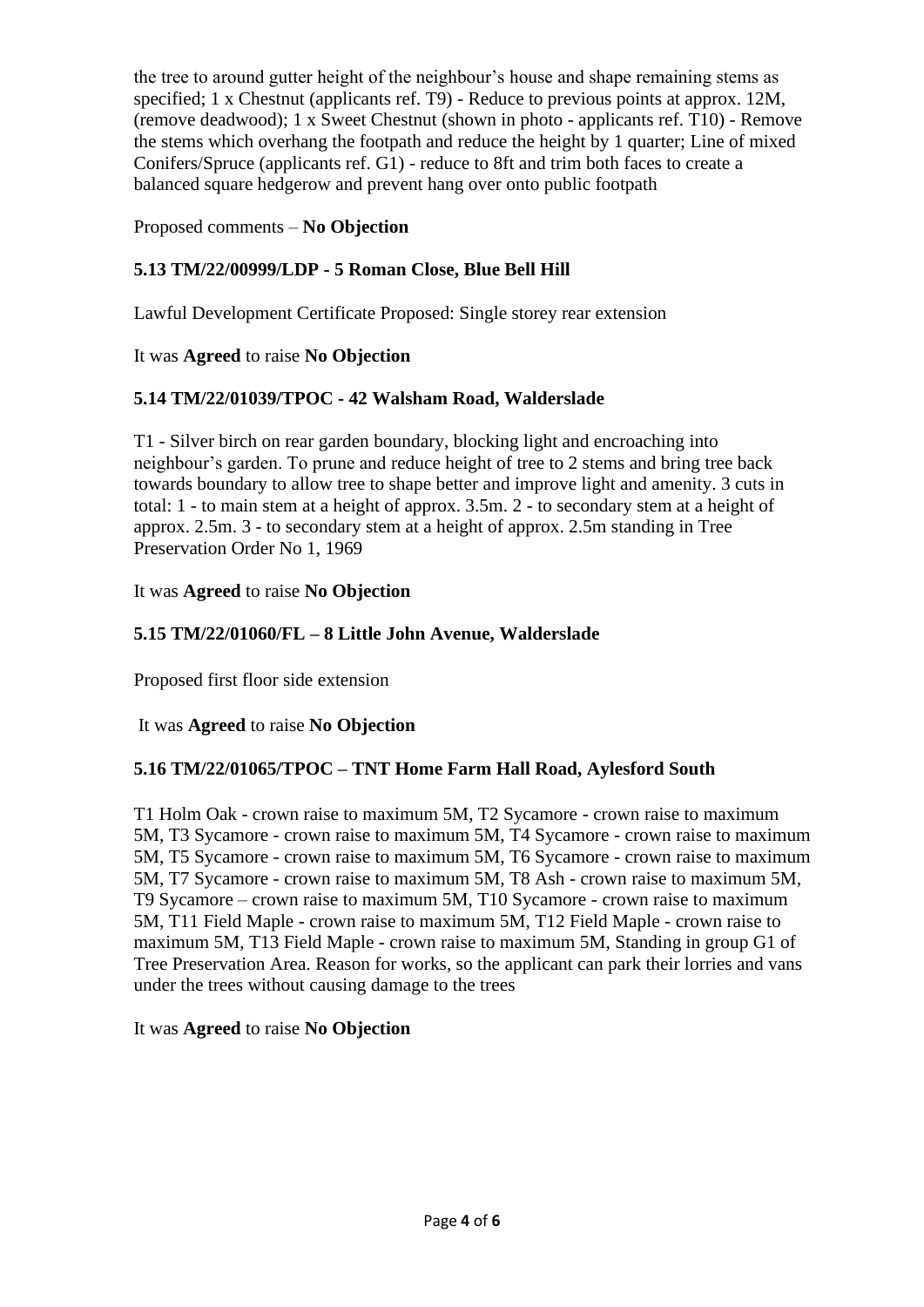the tree to around gutter height of the neighbour's house and shape remaining stems as specified; 1 x Chestnut (applicants ref. T9) - Reduce to previous points at approx. 12M, (remove deadwood); 1 x Sweet Chestnut (shown in photo - applicants ref. T10) - Remove the stems which overhang the footpath and reduce the height by 1 quarter; Line of mixed Conifers/Spruce (applicants ref. G1) - reduce to 8ft and trim both faces to create a balanced square hedgerow and prevent hang over onto public footpath

Proposed comments – **No Objection**

### 5.13 TM/22/00999/LDP - 5 Roman Close, Blue Bell Hill

Lawful Development Certificate Proposed: Single storey rear extension

It was **Agreed** to raise **No Objection**

### 5.14 TM/22/01039/TPOC - 42 Walsham Road, Walderslade

T1 - Silver birch on rear garden boundary, blocking light and encroaching into neighbour's garden. To prune and reduce height of tree to 2 stems and bring tree back towards boundary to allow tree to shape better and improve light and amenity. 3 cuts in total: 1 - to main stem at a height of approx. 3.5m. 2 - to secondary stem at a height of approx. 2.5m. 3 - to secondary stem at a height of approx. 2.5m standing in Tree Preservation Order No 1, 1969

It was **Agreed** to raise **No Objection**

### 5.15 TM/22/01060/FL – 8 Little John Avenue, Walderslade

Proposed first floor side extension

It was **Agreed** to raise **No Objection**

### 5.16 TM/22/01065/TPOC – TNT Home Farm Hall Road, Aylesford South

T1 Holm Oak - crown raise to maximum 5M, T2 Sycamore - crown raise to maximum 5M, T3 Sycamore - crown raise to maximum 5M, T4 Sycamore - crown raise to maximum 5M, T5 Sycamore - crown raise to maximum 5M, T6 Sycamore - crown raise to maximum 5M, T7 Sycamore - crown raise to maximum 5M, T8 Ash - crown raise to maximum 5M, T9 Sycamore – crown raise to maximum 5M, T10 Sycamore - crown raise to maximum 5M, T11 Field Maple - crown raise to maximum 5M, T12 Field Maple - crown raise to maximum 5M, T13 Field Maple - crown raise to maximum 5M, Standing in group G1 of Tree Preservation Area. Reason for works, so the applicant can park their lorries and vans under the trees without causing damage to the trees

It was **Agreed** to raise **No Objection**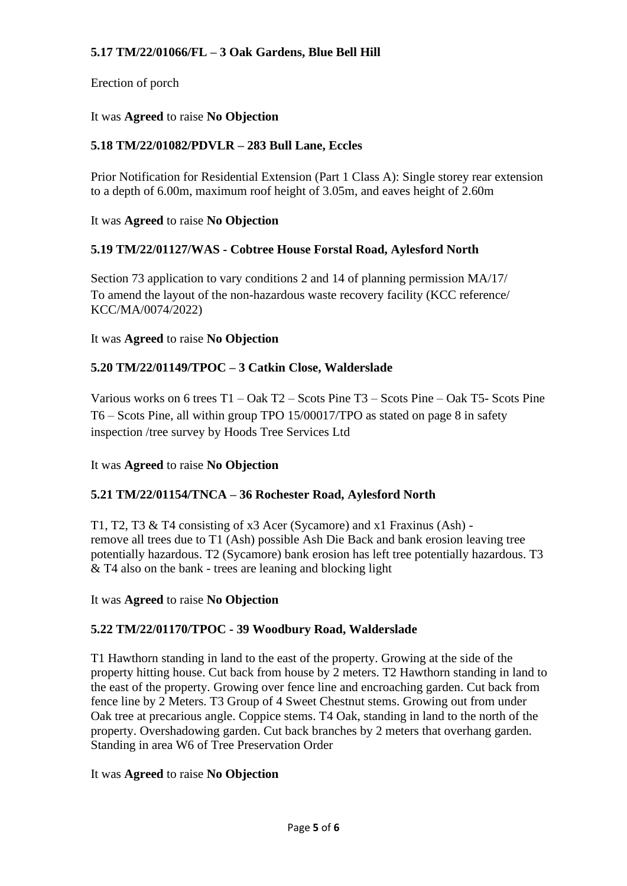**5.17 TM/22/01066/FL – 3 Oak Gardens, Blue Bell Hill**

Erection of porch

It was **Agreed** to raise **No Objection**

**5.18 TM/22/01082/PDVLR – 283 Bull Lane, Eccles**

Prior Notification for Residential Extension (Part 1 Class A): Single storey rear extension to a depth of 6.00m, maximum roof height of 3.05m, and eaves height of 2.60m

It was **Agreed** to raise **No Objection**

**5.19 TM/22/01127/WAS - Cobtree House Forstal Road, Aylesford North**

Section 73 application to vary conditions 2 and 14 of planning permission MA/17/
To amend the layout of the non-hazardous waste recovery facility (KCC reference/ KCC/MA/0074/2022)

It was **Agreed** to raise **No Objection**

**5.20 TM/22/01149/TPOC – 3 Catkin Close, Walderslade**

Various works on 6 trees T1 – Oak T2 – Scots Pine T3 – Scots Pine – Oak T5- Scots Pine T6 – Scots Pine, all within group TPO 15/00017/TPO as stated on page 8 in safety inspection /tree survey by Hoods Tree Services Ltd

It was **Agreed** to raise **No Objection**

**5.21 TM/22/01154/TNCA – 36 Rochester Road, Aylesford North**

T1, T2, T3 & T4 consisting of x3 Acer (Sycamore) and x1 Fraxinus (Ash) - remove all trees due to T1 (Ash) possible Ash Die Back and bank erosion leaving tree potentially hazardous. T2 (Sycamore) bank erosion has left tree potentially hazardous. T3 & T4 also on the bank - trees are leaning and blocking light

It was **Agreed** to raise **No Objection**

**5.22 TM/22/01170/TPOC - 39 Woodbury Road, Walderslade**

T1 Hawthorn standing in land to the east of the property. Growing at the side of the property hitting house. Cut back from house by 2 meters. T2 Hawthorn standing in land to the east of the property. Growing over fence line and encroaching garden. Cut back from fence line by 2 Meters. T3 Group of 4 Sweet Chestnut stems. Growing out from under Oak tree at precarious angle. Coppice stems. T4 Oak, standing in land to the north of the property. Overshadowing garden. Cut back branches by 2 meters that overhang garden. Standing in area W6 of Tree Preservation Order

It was **Agreed** to raise **No Objection**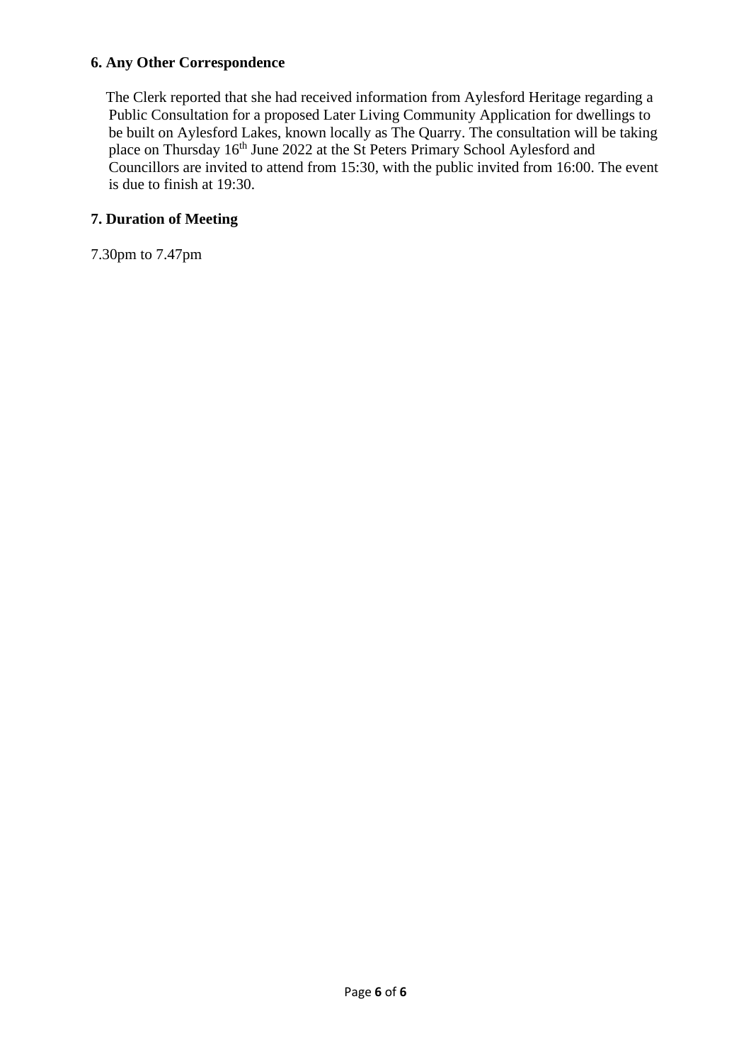## 6. Any Other Correspondence

The Clerk reported that she had received information from Aylesford Heritage regarding a Public Consultation for a proposed Later Living Community Application for dwellings to be built on Aylesford Lakes, known locally as The Quarry. The consultation will be taking place on Thursday 16th June 2022 at the St Peters Primary School Aylesford and Councillors are invited to attend from 15:30, with the public invited from 16:00. The event is due to finish at 19:30.

## 7. Duration of Meeting

7.30pm to 7.47pm